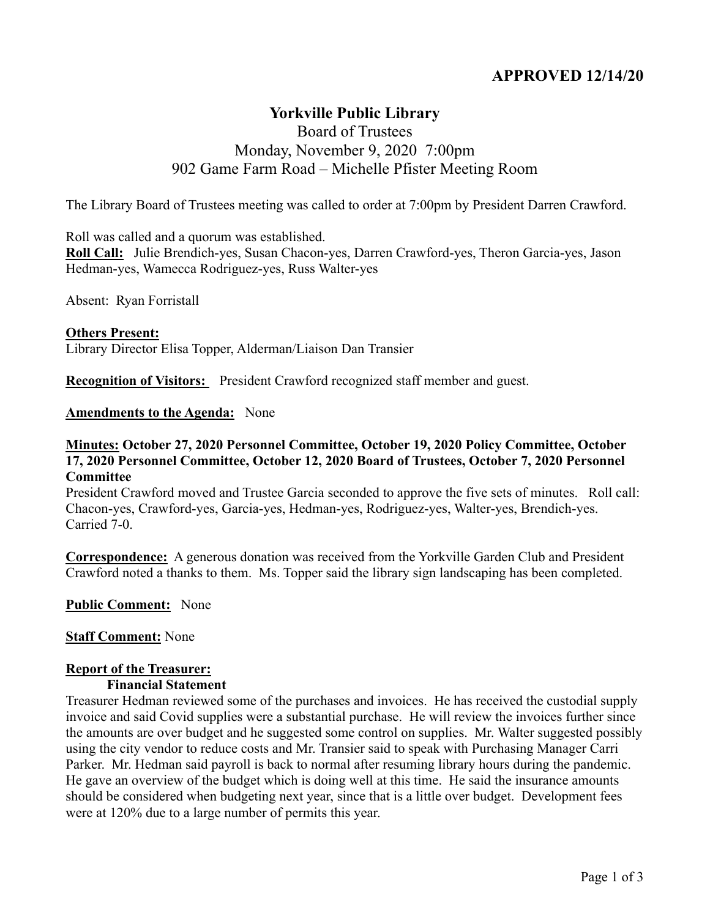**APPROVED 12/14/20**

# Yorkville Public Library

Board of Trustees
Monday, November 9, 2020 7:00pm
902 Game Farm Road – Michelle Pfister Meeting Room

The Library Board of Trustees meeting was called to order at 7:00pm by President Darren Crawford.

Roll was called and a quorum was established.
**Roll Call:** Julie Brendich-yes, Susan Chacon-yes, Darren Crawford-yes, Theron Garcia-yes, Jason Hedman-yes, Wamecca Rodriguez-yes, Russ Walter-yes

Absent: Ryan Forristall

**Others Present:**
Library Director Elisa Topper, Alderman/Liaison Dan Transier

**Recognition of Visitors:** President Crawford recognized staff member and guest.

**Amendments to the Agenda:** None

**Minutes: October 27, 2020 Personnel Committee, October 19, 2020 Policy Committee, October 17, 2020 Personnel Committee, October 12, 2020 Board of Trustees, October 7, 2020 Personnel Committee**
President Crawford moved and Trustee Garcia seconded to approve the five sets of minutes. Roll call: Chacon-yes, Crawford-yes, Garcia-yes, Hedman-yes, Rodriguez-yes, Walter-yes, Brendich-yes. Carried 7-0.

**Correspondence:** A generous donation was received from the Yorkville Garden Club and President Crawford noted a thanks to them. Ms. Topper said the library sign landscaping has been completed.

**Public Comment:** None

**Staff Comment:** None

**Report of the Treasurer:**

**Financial Statement**
Treasurer Hedman reviewed some of the purchases and invoices. He has received the custodial supply invoice and said Covid supplies were a substantial purchase. He will review the invoices further since the amounts are over budget and he suggested some control on supplies. Mr. Walter suggested possibly using the city vendor to reduce costs and Mr. Transier said to speak with Purchasing Manager Carri Parker. Mr. Hedman said payroll is back to normal after resuming library hours during the pandemic. He gave an overview of the budget which is doing well at this time. He said the insurance amounts should be considered when budgeting next year, since that is a little over budget. Development fees were at 120% due to a large number of permits this year.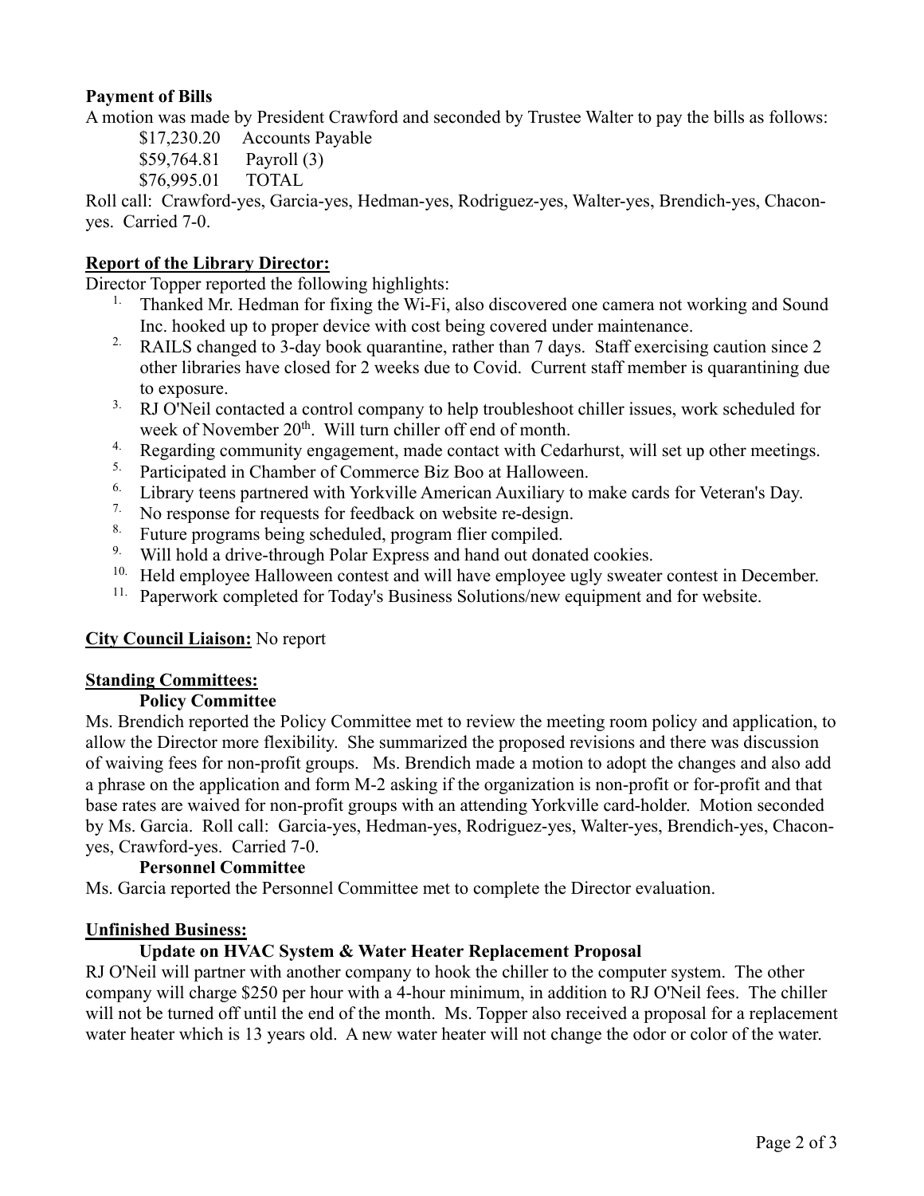**Payment of Bills**

A motion was made by President Crawford and seconded by Trustee Walter to pay the bills as follows:

$17,230.20 Accounts Payable
$59,764.81 Payroll (3)
$76,995.01 TOTAL

Roll call: Crawford-yes, Garcia-yes, Hedman-yes, Rodriguez-yes, Walter-yes, Brendich-yes, Chacon-yes. Carried 7-0.

**Report of the Library Director:**

Director Topper reported the following highlights:

1. Thanked Mr. Hedman for fixing the Wi-Fi, also discovered one camera not working and Sound Inc. hooked up to proper device with cost being covered under maintenance.
2. RAILS changed to 3-day book quarantine, rather than 7 days. Staff exercising caution since 2 other libraries have closed for 2 weeks due to Covid. Current staff member is quarantining due to exposure.
3. RJ O'Neil contacted a control company to help troubleshoot chiller issues, work scheduled for week of November 20th. Will turn chiller off end of month.
4. Regarding community engagement, made contact with Cedarhurst, will set up other meetings.
5. Participated in Chamber of Commerce Biz Boo at Halloween.
6. Library teens partnered with Yorkville American Auxiliary to make cards for Veteran's Day.
7. No response for requests for feedback on website re-design.
8. Future programs being scheduled, program flier compiled.
9. Will hold a drive-through Polar Express and hand out donated cookies.
10. Held employee Halloween contest and will have employee ugly sweater contest in December.
11. Paperwork completed for Today's Business Solutions/new equipment and for website.

**City Council Liaison:** No report

**Standing Committees:**

**Policy Committee**

Ms. Brendich reported the Policy Committee met to review the meeting room policy and application, to allow the Director more flexibility. She summarized the proposed revisions and there was discussion of waiving fees for non-profit groups. Ms. Brendich made a motion to adopt the changes and also add a phrase on the application and form M-2 asking if the organization is non-profit or for-profit and that base rates are waived for non-profit groups with an attending Yorkville card-holder. Motion seconded by Ms. Garcia. Roll call: Garcia-yes, Hedman-yes, Rodriguez-yes, Walter-yes, Brendich-yes, Chacon-yes, Crawford-yes. Carried 7-0.

**Personnel Committee**

Ms. Garcia reported the Personnel Committee met to complete the Director evaluation.

**Unfinished Business:**

**Update on HVAC System & Water Heater Replacement Proposal**

RJ O'Neil will partner with another company to hook the chiller to the computer system. The other company will charge $250 per hour with a 4-hour minimum, in addition to RJ O'Neil fees. The chiller will not be turned off until the end of the month. Ms. Topper also received a proposal for a replacement water heater which is 13 years old. A new water heater will not change the odor or color of the water.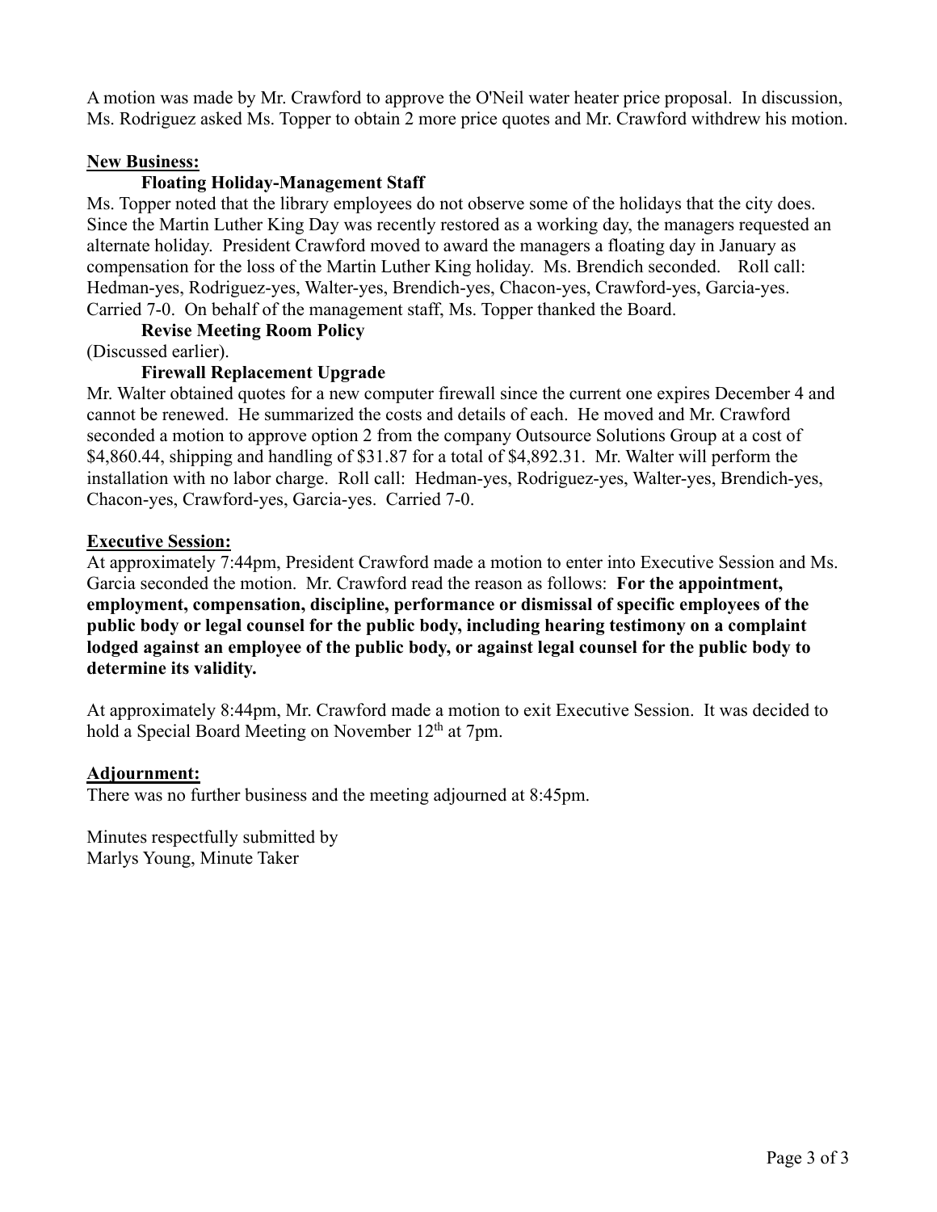A motion was made by Mr. Crawford to approve the O'Neil water heater price proposal. In discussion, Ms. Rodriguez asked Ms. Topper to obtain 2 more price quotes and Mr. Crawford withdrew his motion.

## New Business:

### Floating Holiday-Management Staff

Ms. Topper noted that the library employees do not observe some of the holidays that the city does. Since the Martin Luther King Day was recently restored as a working day, the managers requested an alternate holiday. President Crawford moved to award the managers a floating day in January as compensation for the loss of the Martin Luther King holiday. Ms. Brendich seconded. Roll call: Hedman-yes, Rodriguez-yes, Walter-yes, Brendich-yes, Chacon-yes, Crawford-yes, Garcia-yes. Carried 7-0. On behalf of the management staff, Ms. Topper thanked the Board.

### Revise Meeting Room Policy

(Discussed earlier).

### Firewall Replacement Upgrade

Mr. Walter obtained quotes for a new computer firewall since the current one expires December 4 and cannot be renewed. He summarized the costs and details of each. He moved and Mr. Crawford seconded a motion to approve option 2 from the company Outsource Solutions Group at a cost of $4,860.44, shipping and handling of $31.87 for a total of $4,892.31. Mr. Walter will perform the installation with no labor charge. Roll call: Hedman-yes, Rodriguez-yes, Walter-yes, Brendich-yes, Chacon-yes, Crawford-yes, Garcia-yes. Carried 7-0.

## Executive Session:

At approximately 7:44pm, President Crawford made a motion to enter into Executive Session and Ms. Garcia seconded the motion. Mr. Crawford read the reason as follows: **For the appointment, employment, compensation, discipline, performance or dismissal of specific employees of the public body or legal counsel for the public body, including hearing testimony on a complaint lodged against an employee of the public body, or against legal counsel for the public body to determine its validity.**

At approximately 8:44pm, Mr. Crawford made a motion to exit Executive Session. It was decided to hold a Special Board Meeting on November 12th at 7pm.

## Adjournment:

There was no further business and the meeting adjourned at 8:45pm.

Minutes respectfully submitted by
Marlys Young, Minute Taker